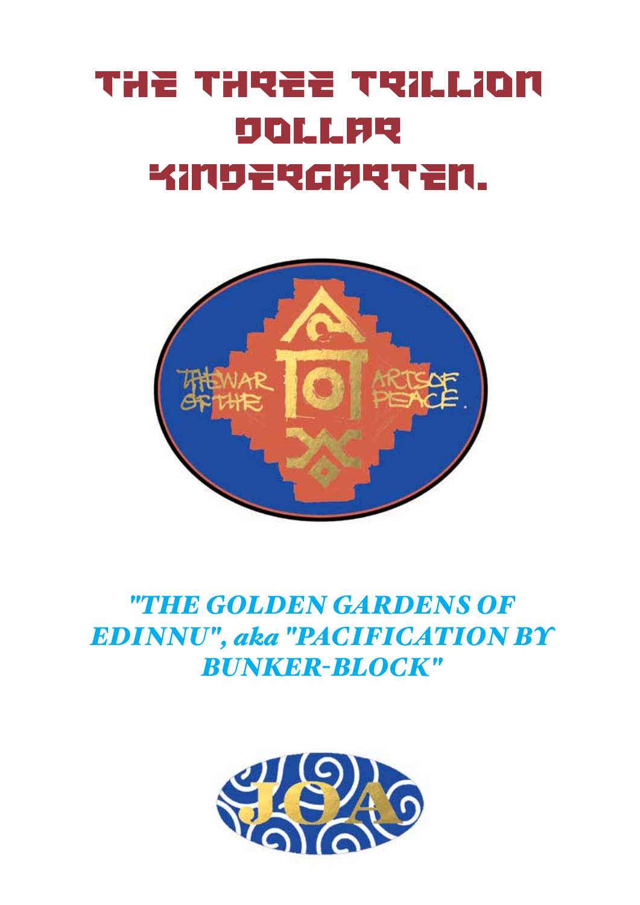# THE THREE TRILLION DOLLAR KINDERGARTEN.

THE WAR OF THE ARTS OF PEACE.

*"THE GOLDEN GARDENS OF EDINNU", aka "PACIFICATION BY BUNKER-BLOCK"*

JOA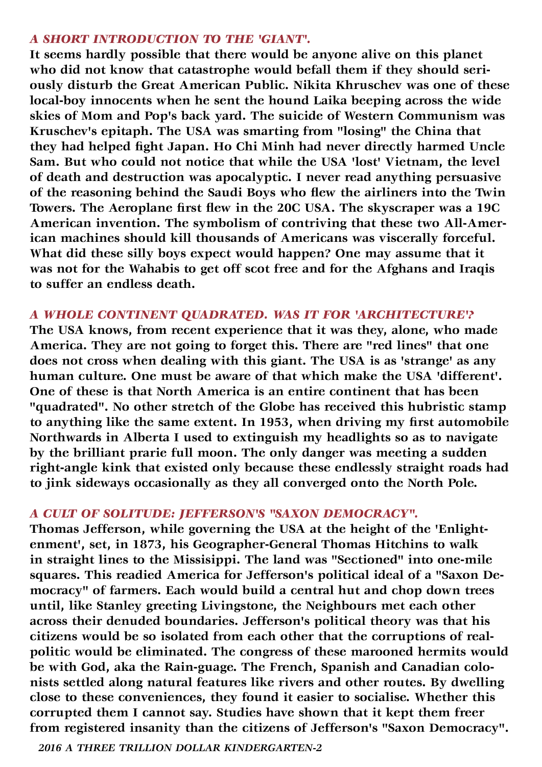### *A SHORT INTRODUCTION TO THE 'GIANT'.*

**It seems hardly possible that there would be anyone alive on this planet who did not know that catastrophe would befall them if they should seriously disturb the Great American Public. Nikita Khruschev was one of these local-boy innocents when he sent the hound Laika beeping across the wide skies of Mom and Pop's back yard. The suicide of Western Communism was Kruschev's epitaph. The USA was smarting from "losing" the China that they had helped fight Japan. Ho Chi Minh had never directly harmed Uncle Sam. But who could not notice that while the USA 'lost' Vietnam, the level of death and destruction was apocalyptic. I never read anything persuasive of the reasoning behind the Saudi Boys who flew the airliners into the Twin Towers. The Aeroplane first flew in the 20C USA. The skyscraper was a 19C American invention. The symbolism of contriving that these two All-American machines should kill thousands of Americans was viscerally forceful. What did these silly boys expect would happen? One may assume that it was not for the Wahabis to get off scot free and for the Afghans and Iraqis to suffer an endless death.**

### *A WHOLE CONTINENT QUADRATED. WAS IT FOR 'ARCHITECTURE'?*

**The USA knows, from recent experience that it was they, alone, who made America. They are not going to forget this. There are "red lines" that one does not cross when dealing with this giant. The USA is as 'strange' as any human culture. One must be aware of that which make the USA 'different'. One of these is that North America is an entire continent that has been "quadrated". No other stretch of the Globe has received this hubristic stamp to anything like the same extent. In 1953, when driving my first automobile Northwards in Alberta I used to extinguish my headlights so as to navigate by the brilliant prarie full moon. The only danger was meeting a sudden right-angle kink that existed only because these endlessly straight roads had to jink sideways occasionally as they all converged onto the North Pole.**

### *A CULT OF SOLITUDE: JEFFERSON'S "SAXON DEMOCRACY".*

**Thomas Jefferson, while governing the USA at the height of the 'Enlightenment', set, in 1873, his Geographer-General Thomas Hitchins to walk in straight lines to the Missisippi. The land was "Sectioned" into one-mile squares. This readied America for Jefferson's political ideal of a "Saxon Democracy" of farmers. Each would build a central hut and chop down trees until, like Stanley greeting Livingstone, the Neighbours met each other across their denuded boundaries. Jefferson's political theory was that his citizens would be so isolated from each other that the corruptions of realpolitic would be eliminated. The congress of these marooned hermits would be with God, aka the Rain-guage. The French, Spanish and Canadian colonists settled along natural features like rivers and other routes. By dwelling close to these conveniences, they found it easier to socialise. Whether this corrupted them I cannot say. Studies have shown that it kept them freer from registered insanity than the citizens of Jefferson's "Saxon Democracy".**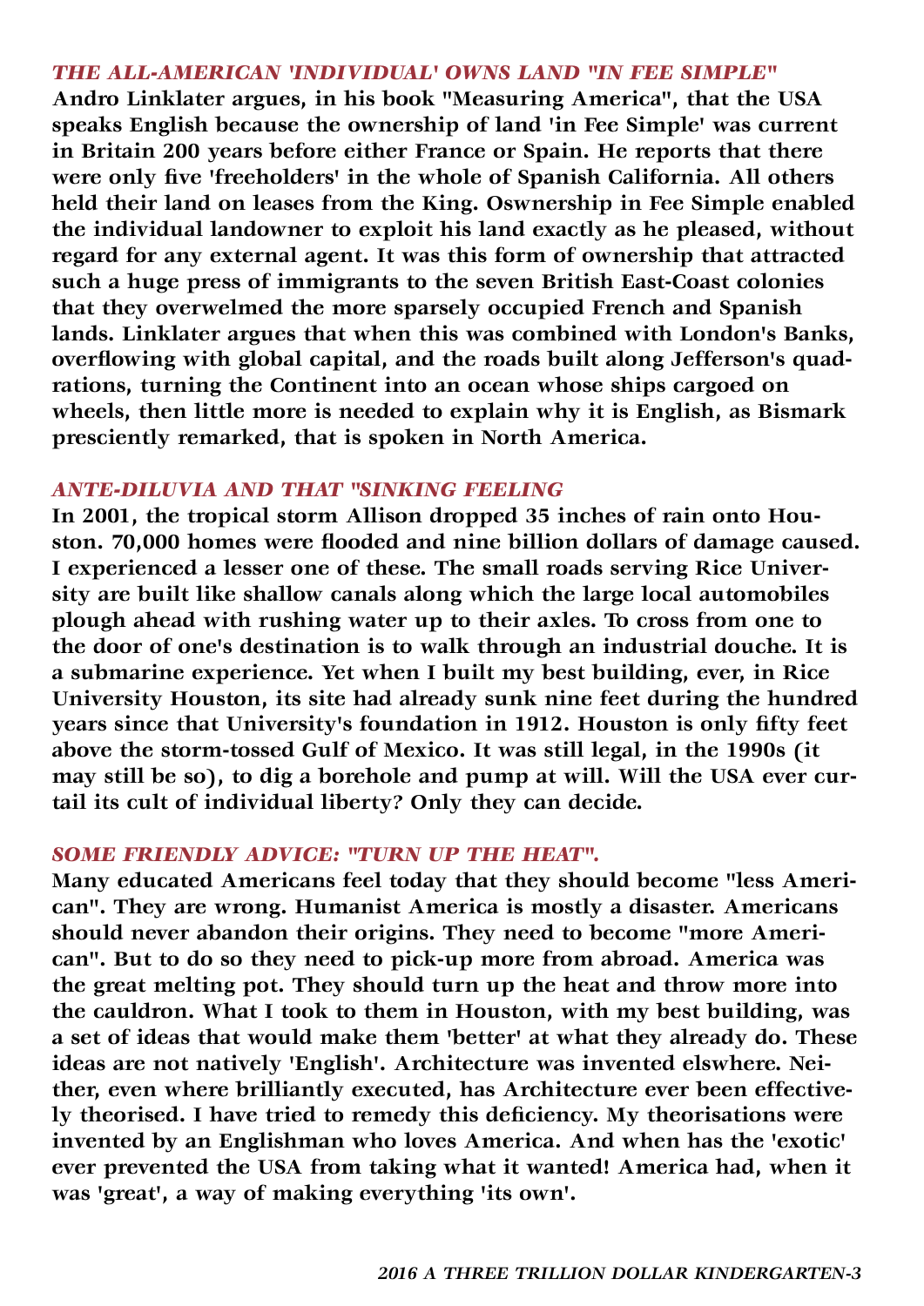### *THE ALL-AMERICAN 'INDIVIDUAL' OWNS LAND "IN FEE SIMPLE"*

**Andro Linklater argues, in his book "Measuring America", that the USA speaks English because the ownership of land 'in Fee Simple' was current in Britain 200 years before either France or Spain. He reports that there were only five 'freeholders' in the whole of Spanish California. All others held their land on leases from the King. Oswnership in Fee Simple enabled the individual landowner to exploit his land exactly as he pleased, without regard for any external agent. It was this form of ownership that attracted such a huge press of immigrants to the seven British East-Coast colonies that they overwelmed the more sparsely occupied French and Spanish lands. Linklater argues that when this was combined with London's Banks, overflowing with global capital, and the roads built along Jefferson's quadrations, turning the Continent into an ocean whose ships cargoed on wheels, then little more is needed to explain why it is English, as Bismark presciently remarked, that is spoken in North America.**

### *ANTE-DILUVIA AND THAT "SINKING FEELING*

**In 2001, the tropical storm Allison dropped 35 inches of rain onto Houston. 70,000 homes were flooded and nine billion dollars of damage caused. I experienced a lesser one of these. The small roads serving Rice University are built like shallow canals along which the large local automobiles plough ahead with rushing water up to their axles. To cross from one to the door of one's destination is to walk through an industrial douche. It is a submarine experience. Yet when I built my best building, ever, in Rice University Houston, its site had already sunk nine feet during the hundred years since that University's foundation in 1912. Houston is only fifty feet above the storm-tossed Gulf of Mexico. It was still legal, in the 1990s (it may still be so), to dig a borehole and pump at will. Will the USA ever curtail its cult of individual liberty? Only they can decide.**

### *SOME FRIENDLY ADVICE: "TURN UP THE HEAT".*

**Many educated Americans feel today that they should become "less American". They are wrong. Humanist America is mostly a disaster. Americans should never abandon their origins. They need to become "more American". But to do so they need to pick-up more from abroad. America was the great melting pot. They should turn up the heat and throw more into the cauldron. What I took to them in Houston, with my best building, was a set of ideas that would make them 'better' at what they already do. These ideas are not natively 'English'. Architecture was invented elswhere. Neither, even where brilliantly executed, has Architecture ever been effectively theorised. I have tried to remedy this deficiency. My theorisations were invented by an Englishman who loves America. And when has the 'exotic' ever prevented the USA from taking what it wanted! America had, when it was 'great', a way of making everything 'its own'.**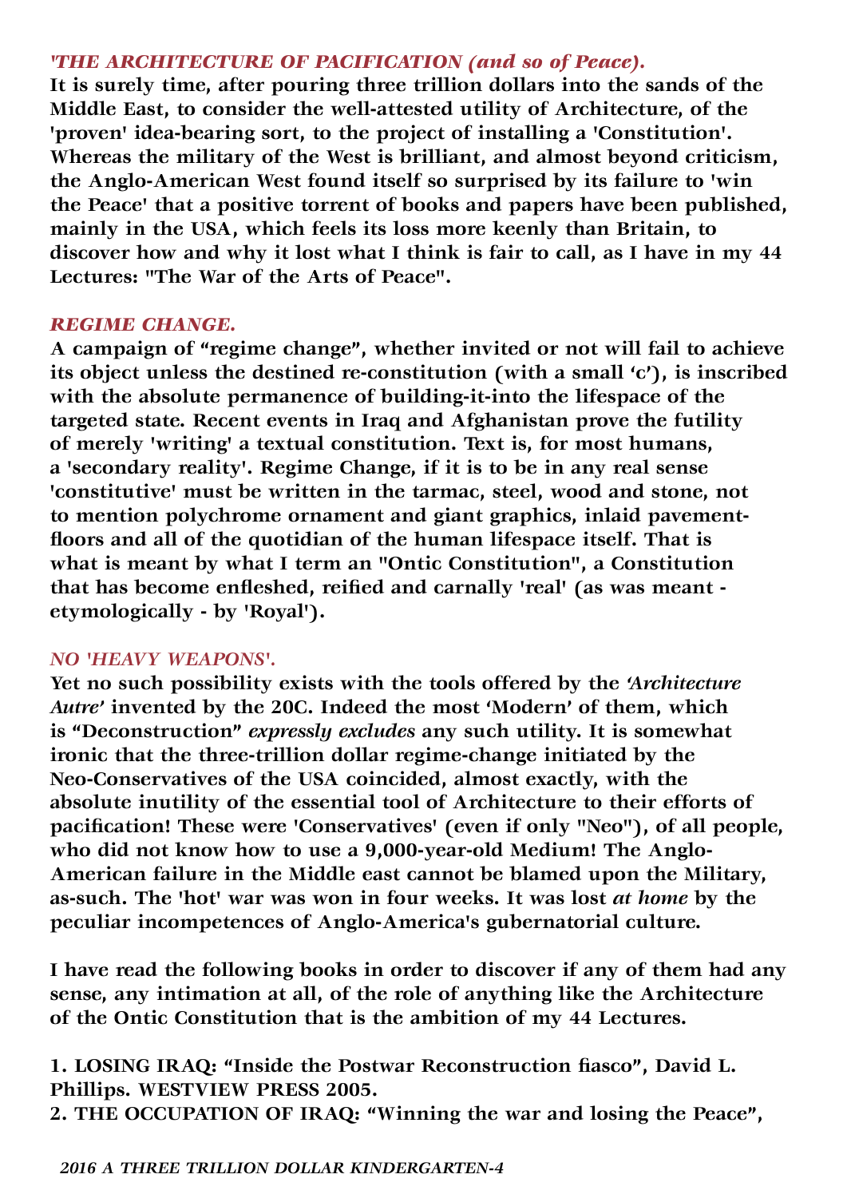### *'THE ARCHITECTURE OF PACIFICATION (and so of Peace).*

**It is surely time, after pouring three trillion dollars into the sands of the Middle East, to consider the well-attested utility of Architecture, of the 'proven' idea-bearing sort, to the project of installing a 'Constitution'. Whereas the military of the West is brilliant, and almost beyond criticism, the Anglo-American West found itself so surprised by its failure to 'win the Peace' that a positive torrent of books and papers have been published, mainly in the USA, which feels its loss more keenly than Britain, to discover how and why it lost what I think is fair to call, as I have in my 44 Lectures: "The War of the Arts of Peace".**

### *REGIME CHANGE.*

**A campaign of "regime change", whether invited or not will fail to achieve its object unless the destined re-constitution (with a small 'c'), is inscribed with the absolute permanence of building-it-into the lifespace of the targeted state. Recent events in Iraq and Afghanistan prove the futility of merely 'writing' a textual constitution. Text is, for most humans, a 'secondary reality'. Regime Change, if it is to be in any real sense 'constitutive' must be written in the tarmac, steel, wood and stone, not to mention polychrome ornament and giant graphics, inlaid pavement-floors and all of the quotidian of the human lifespace itself. That is what is meant by what I term an "Ontic Constitution", a Constitution that has become enfleshed, reified and carnally 'real' (as was meant - etymologically - by 'Royal').**

### *NO 'HEAVY WEAPONS'.*

**Yet no such possibility exists with the tools offered by the *'Architecture Autre'* invented by the 20C. Indeed the most 'Modern' of them, which is "Deconstruction" *expressly excludes* any such utility. It is somewhat ironic that the three-trillion dollar regime-change initiated by the Neo-Conservatives of the USA coincided, almost exactly, with the absolute inutility of the essential tool of Architecture to their efforts of pacification! These were 'Conservatives' (even if only "Neo"), of all people, who did not know how to use a 9,000-year-old Medium! The Anglo-American failure in the Middle east cannot be blamed upon the Military, as-such. The 'hot' war was won in four weeks. It was lost *at home* by the peculiar incompetences of Anglo-America's gubernatorial culture.**

**I have read the following books in order to discover if any of them had any sense, any intimation at all, of the role of anything like the Architecture of the Ontic Constitution that is the ambition of my 44 Lectures.**

**1. LOSING IRAQ: "Inside the Postwar Reconstruction fiasco", David L. Phillips. WESTVIEW PRESS 2005.**
**2. THE OCCUPATION OF IRAQ: "Winning the war and losing the Peace",**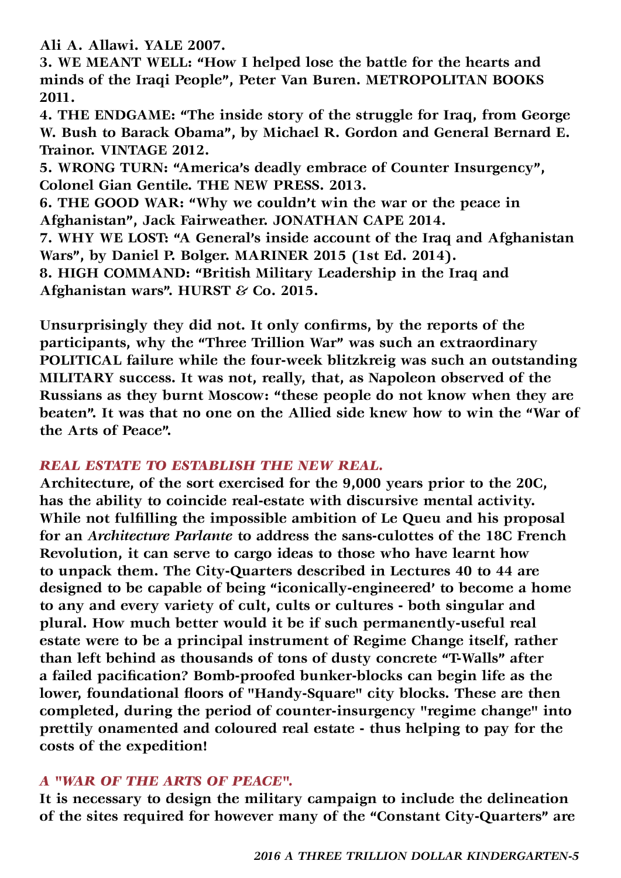**Ali A. Allawi. YALE 2007.**

**3. WE MEANT WELL: "How I helped lose the battle for the hearts and minds of the Iraqi People", Peter Van Buren. METROPOLITAN BOOKS 2011.**

**4. THE ENDGAME: "The inside story of the struggle for Iraq, from George W. Bush to Barack Obama", by Michael R. Gordon and General Bernard E. Trainor. VINTAGE 2012.**

**5. WRONG TURN: "America's deadly embrace of Counter Insurgency", Colonel Gian Gentile. THE NEW PRESS. 2013.**

**6. THE GOOD WAR: "Why we couldn't win the war or the peace in Afghanistan", Jack Fairweather. JONATHAN CAPE 2014.**

**7. WHY WE LOST: "A General's inside account of the Iraq and Afghanistan Wars", by Daniel P. Bolger. MARINER 2015 (1st Ed. 2014).**

**8. HIGH COMMAND: "British Military Leadership in the Iraq and Afghanistan wars". HURST & Co. 2015.**

**Unsurprisingly they did not. It only confirms, by the reports of the participants, why the "Three Trillion War" was such an extraordinary POLITICAL failure while the four-week blitzkreig was such an outstanding MILITARY success. It was not, really, that, as Napoleon observed of the Russians as they burnt Moscow: "these people do not know when they are beaten". It was that no one on the Allied side knew how to win the "War of the Arts of Peace".**

### *REAL ESTATE TO ESTABLISH THE NEW REAL.*

**Architecture, of the sort exercised for the 9,000 years prior to the 20C, has the ability to coincide real-estate with discursive mental activity. While not fulfilling the impossible ambition of Le Queu and his proposal for an *Architecture Parlante* to address the sans-culottes of the 18C French Revolution, it can serve to cargo ideas to those who have learnt how to unpack them. The City-Quarters described in Lectures 40 to 44 are designed to be capable of being "iconically-engineered' to become a home to any and every variety of cult, cults or cultures - both singular and plural. How much better would it be if such permanently-useful real estate were to be a principal instrument of Regime Change itself, rather than left behind as thousands of tons of dusty concrete "T-Walls" after a failed pacification? Bomb-proofed bunker-blocks can begin life as the lower, foundational floors of "Handy-Square" city blocks. These are then completed, during the period of counter-insurgency "regime change" into prettily onamented and coloured real estate - thus helping to pay for the costs of the expedition!**

### *A "WAR OF THE ARTS OF PEACE".*

**It is necessary to design the military campaign to include the delineation of the sites required for however many of the "Constant City-Quarters" are**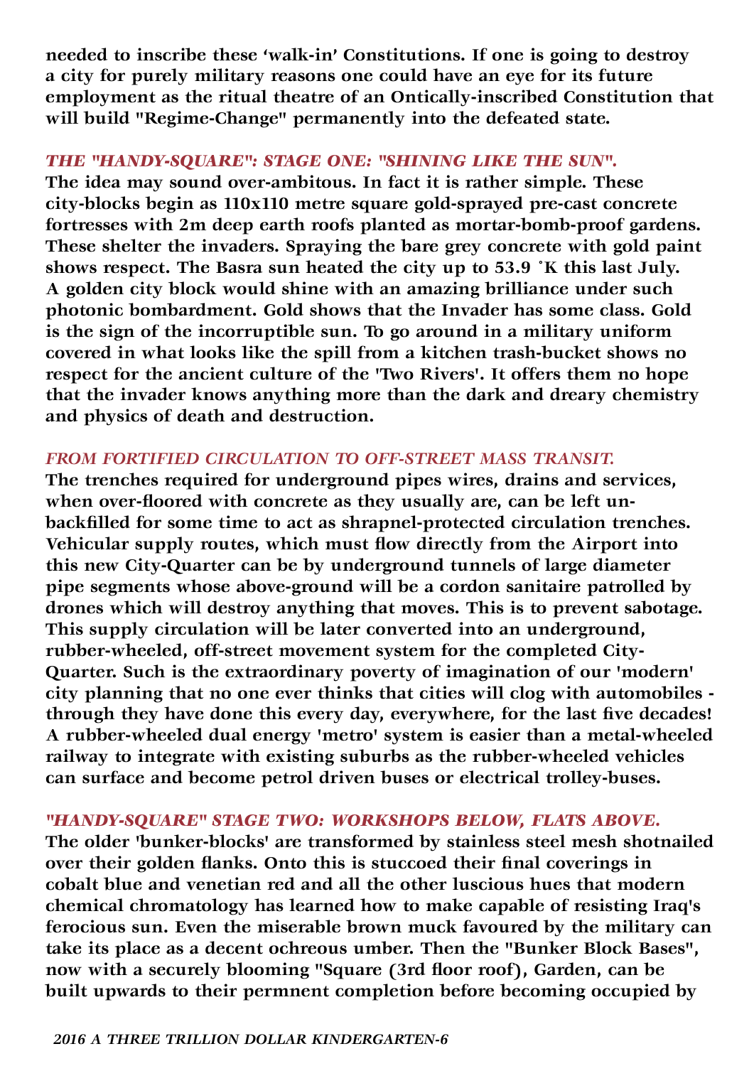**needed to inscribe these 'walk-in' Constitutions. If one is going to destroy a city for purely military reasons one could have an eye for its future employment as the ritual theatre of an Ontically-inscribed Constitution that will build "Regime-Change" permanently into the defeated state.**

### *THE "HANDY-SQUARE": STAGE ONE: "SHINING LIKE THE SUN".*

**The idea may sound over-ambitous. In fact it is rather simple. These city-blocks begin as 110x110 metre square gold-sprayed pre-cast concrete fortresses with 2m deep earth roofs planted as mortar-bomb-proof gardens. These shelter the invaders. Spraying the bare grey concrete with gold paint shows respect. The Basra sun heated the city up to 53.9 ˚K this last July. A golden city block would shine with an amazing brilliance under such photonic bombardment. Gold shows that the Invader has some class. Gold is the sign of the incorruptible sun. To go around in a military uniform covered in what looks like the spill from a kitchen trash-bucket shows no respect for the ancient culture of the 'Two Rivers'. It offers them no hope that the invader knows anything more than the dark and dreary chemistry and physics of death and destruction.**

### *FROM FORTIFIED CIRCULATION TO OFF-STREET MASS TRANSIT.*

**The trenches required for underground pipes wires, drains and services, when over-floored with concrete as they usually are, can be left un-backfilled for some time to act as shrapnel-protected circulation trenches. Vehicular supply routes, which must flow directly from the Airport into this new City-Quarter can be by underground tunnels of large diameter pipe segments whose above-ground will be a cordon sanitaire patrolled by drones which will destroy anything that moves. This is to prevent sabotage. This supply circulation will be later converted into an underground, rubber-wheeled, off-street movement system for the completed City-Quarter. Such is the extraordinary poverty of imagination of our 'modern' city planning that no one ever thinks that cities will clog with automobiles - through they have done this every day, everywhere, for the last five decades! A rubber-wheeled dual energy 'metro' system is easier than a metal-wheeled railway to integrate with existing suburbs as the rubber-wheeled vehicles can surface and become petrol driven buses or electrical trolley-buses.**

### *"HANDY-SQUARE" STAGE TWO: WORKSHOPS BELOW, FLATS ABOVE.*

**The older 'bunker-blocks' are transformed by stainless steel mesh shotnailed over their golden flanks. Onto this is stuccoed their final coverings in cobalt blue and venetian red and all the other luscious hues that modern chemical chromatology has learned how to make capable of resisting Iraq's ferocious sun. Even the miserable brown muck favoured by the military can take its place as a decent ochreous umber. Then the "Bunker Block Bases", now with a securely blooming "Square (3rd floor roof), Garden, can be built upwards to their permnent completion before becoming occupied by**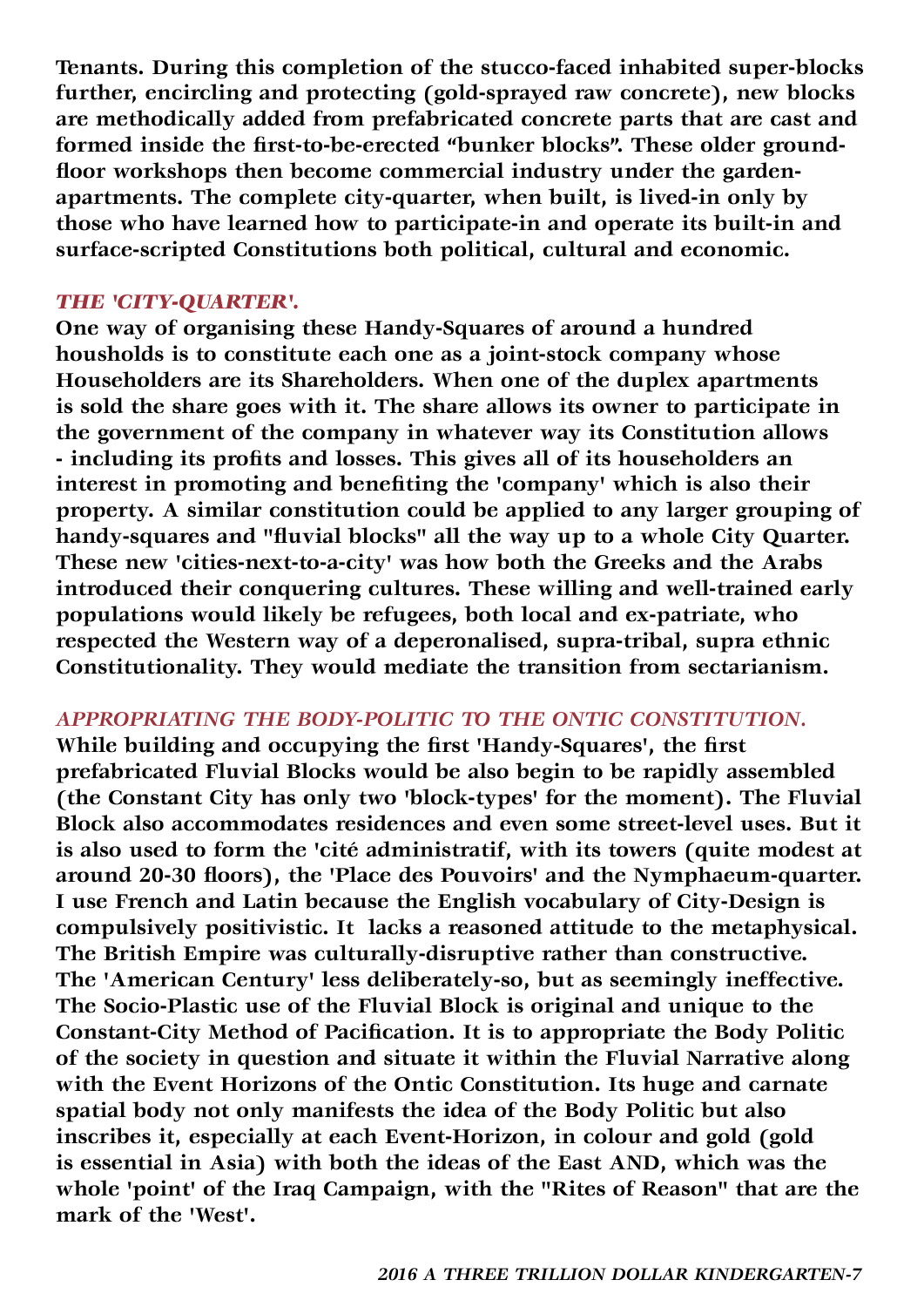**Tenants. During this completion of the stucco-faced inhabited super-blocks further, encircling and protecting (gold-sprayed raw concrete), new blocks are methodically added from prefabricated concrete parts that are cast and formed inside the first-to-be-erected "bunker blocks". These older ground-floor workshops then become commercial industry under the garden-apartments. The complete city-quarter, when built, is lived-in only by those who have learned how to participate-in and operate its built-in and surface-scripted Constitutions both political, cultural and economic.**

### *THE 'CITY-QUARTER'.*

**One way of organising these Handy-Squares of around a hundred housholds is to constitute each one as a joint-stock company whose Householders are its Shareholders. When one of the duplex apartments is sold the share goes with it. The share allows its owner to participate in the government of the company in whatever way its Constitution allows - including its profits and losses. This gives all of its householders an interest in promoting and benefiting the 'company' which is also their property. A similar constitution could be applied to any larger grouping of handy-squares and "fluvial blocks" all the way up to a whole City Quarter. These new 'cities-next-to-a-city' was how both the Greeks and the Arabs introduced their conquering cultures. These willing and well-trained early populations would likely be refugees, both local and ex-patriate, who respected the Western way of a deperonalised, supra-tribal, supra ethnic Constitutionality. They would mediate the transition from sectarianism.**

### *APPROPRIATING THE BODY-POLITIC TO THE ONTIC CONSTITUTION.*

**While building and occupying the first 'Handy-Squares', the first prefabricated Fluvial Blocks would be also begin to be rapidly assembled (the Constant City has only two 'block-types' for the moment). The Fluvial Block also accommodates residences and even some street-level uses. But it is also used to form the 'cité administratif, with its towers (quite modest at around 20-30 floors), the 'Place des Pouvoirs' and the Nymphaeum-quarter. I use French and Latin because the English vocabulary of City-Design is compulsively positivistic. It lacks a reasoned attitude to the metaphysical. The British Empire was culturally-disruptive rather than constructive. The 'American Century' less deliberately-so, but as seemingly ineffective. The Socio-Plastic use of the Fluvial Block is original and unique to the Constant-City Method of Pacification. It is to appropriate the Body Politic of the society in question and situate it within the Fluvial Narrative along with the Event Horizons of the Ontic Constitution. Its huge and carnate spatial body not only manifests the idea of the Body Politic but also inscribes it, especially at each Event-Horizon, in colour and gold (gold is essential in Asia) with both the ideas of the East AND, which was the whole 'point' of the Iraq Campaign, with the "Rites of Reason" that are the mark of the 'West'.**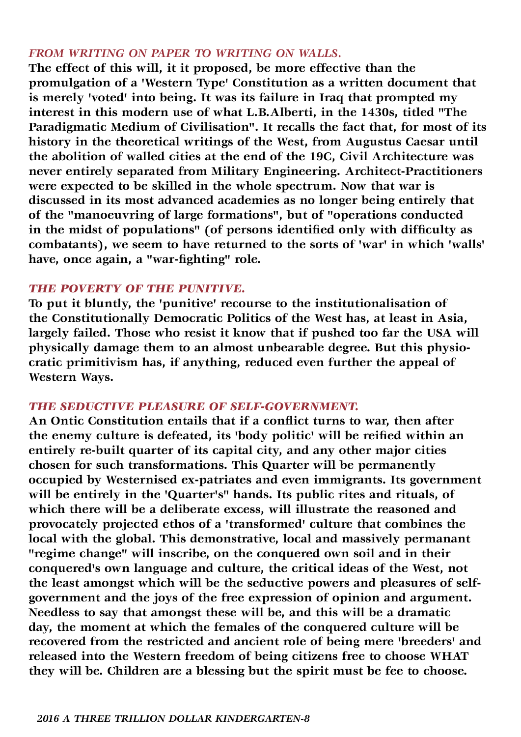### *FROM WRITING ON PAPER TO WRITING ON WALLS.*

**The effect of this will, it it proposed, be more effective than the promulgation of a 'Western Type' Constitution as a written document that is merely 'voted' into being. It was its failure in Iraq that prompted my interest in this modern use of what L.B.Alberti, in the 1430s, titled "The Paradigmatic Medium of Civilisation". It recalls the fact that, for most of its history in the theoretical writings of the West, from Augustus Caesar until the abolition of walled cities at the end of the 19C, Civil Architecture was never entirely separated from Military Engineering. Architect-Practitioners were expected to be skilled in the whole spectrum. Now that war is discussed in its most advanced academies as no longer being entirely that of the "manoeuvring of large formations", but of "operations conducted in the midst of populations" (of persons identified only with difficulty as combatants), we seem to have returned to the sorts of 'war' in which 'walls' have, once again, a "war-fighting" role.**

### *THE POVERTY OF THE PUNITIVE.*

**To put it bluntly, the 'punitive' recourse to the institutionalisation of the Constitutionally Democratic Politics of the West has, at least in Asia, largely failed. Those who resist it know that if pushed too far the USA will physically damage them to an almost unbearable degree. But this physiocratic primitivism has, if anything, reduced even further the appeal of Western Ways.**

### *THE SEDUCTIVE PLEASURE OF SELF-GOVERNMENT.*

**An Ontic Constitution entails that if a conflict turns to war, then after the enemy culture is defeated, its 'body politic' will be reified within an entirely re-built quarter of its capital city, and any other major cities chosen for such transformations. This Quarter will be permanently occupied by Westernised ex-patriates and even immigrants. Its government will be entirely in the 'Quarter's' hands. Its public rites and rituals, of which there will be a deliberate excess, will illustrate the reasoned and provocately projected ethos of a 'transformed' culture that combines the local with the global. This demonstrative, local and massively permanant "regime change" will inscribe, on the conquered own soil and in their conquered's own language and culture, the critical ideas of the West, not the least amongst which will be the seductive powers and pleasures of self-government and the joys of the free expression of opinion and argument. Needless to say that amongst these will be, and this will be a dramatic day, the moment at which the females of the conquered culture will be recovered from the restricted and ancient role of being mere 'breeders' and released into the Western freedom of being citizens free to choose WHAT they will be. Children are a blessing but the spirit must be fee to choose.**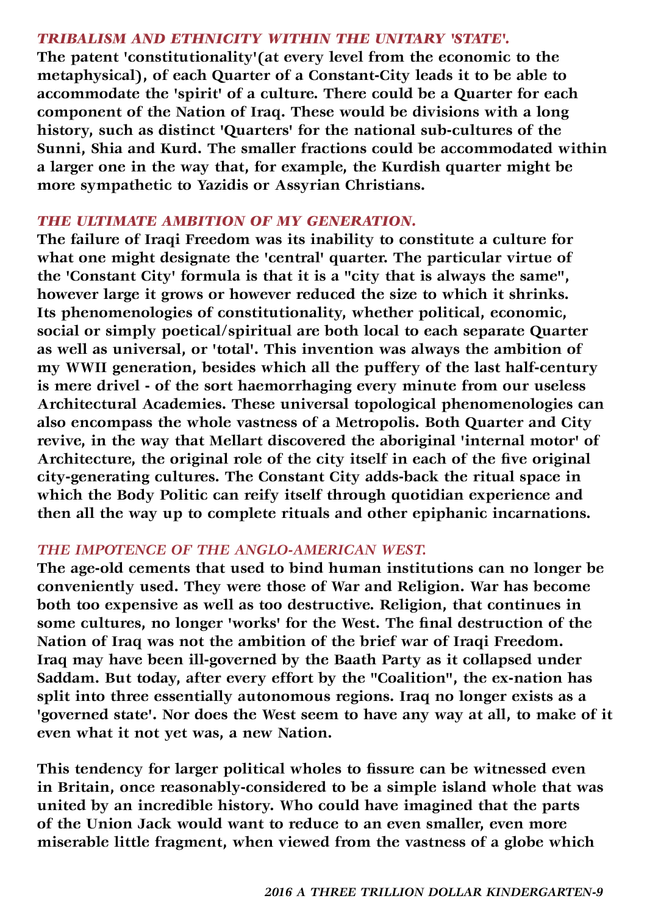### *TRIBALISM AND ETHNICITY WITHIN THE UNITARY 'STATE'.*

**The patent 'constitutionality'(at every level from the economic to the metaphysical), of each Quarter of a Constant-City leads it to be able to accommodate the 'spirit' of a culture. There could be a Quarter for each component of the Nation of Iraq. These would be divisions with a long history, such as distinct 'Quarters' for the national sub-cultures of the Sunni, Shia and Kurd. The smaller fractions could be accommodated within a larger one in the way that, for example, the Kurdish quarter might be more sympathetic to Yazidis or Assyrian Christians.**

### *THE ULTIMATE AMBITION OF MY GENERATION.*

**The failure of Iraqi Freedom was its inability to constitute a culture for what one might designate the 'central' quarter. The particular virtue of the 'Constant City' formula is that it is a "city that is always the same", however large it grows or however reduced the size to which it shrinks. Its phenomenologies of constitutionality, whether political, economic, social or simply poetical/spiritual are both local to each separate Quarter as well as universal, or 'total'. This invention was always the ambition of my WWII generation, besides which all the puffery of the last half-century is mere drivel - of the sort haemorrhaging every minute from our useless Architectural Academies. These universal topological phenomenologies can also encompass the whole vastness of a Metropolis. Both Quarter and City revive, in the way that Mellart discovered the aboriginal 'internal motor' of Architecture, the original role of the city itself in each of the five original city-generating cultures. The Constant City adds-back the ritual space in which the Body Politic can reify itself through quotidian experience and then all the way up to complete rituals and other epiphanic incarnations.**

### *THE IMPOTENCE OF THE ANGLO-AMERICAN WEST.*

**The age-old cements that used to bind human institutions can no longer be conveniently used. They were those of War and Religion. War has become both too expensive as well as too destructive. Religion, that continues in some cultures, no longer 'works' for the West. The final destruction of the Nation of Iraq was not the ambition of the brief war of Iraqi Freedom. Iraq may have been ill-governed by the Baath Party as it collapsed under Saddam. But today, after every effort by the "Coalition", the ex-nation has split into three essentially autonomous regions. Iraq no longer exists as a 'governed state'. Nor does the West seem to have any way at all, to make of it even what it not yet was, a new Nation.**

**This tendency for larger political wholes to fissure can be witnessed even in Britain, once reasonably-considered to be a simple island whole that was united by an incredible history. Who could have imagined that the parts of the Union Jack would want to reduce to an even smaller, even more miserable little fragment, when viewed from the vastness of a globe which**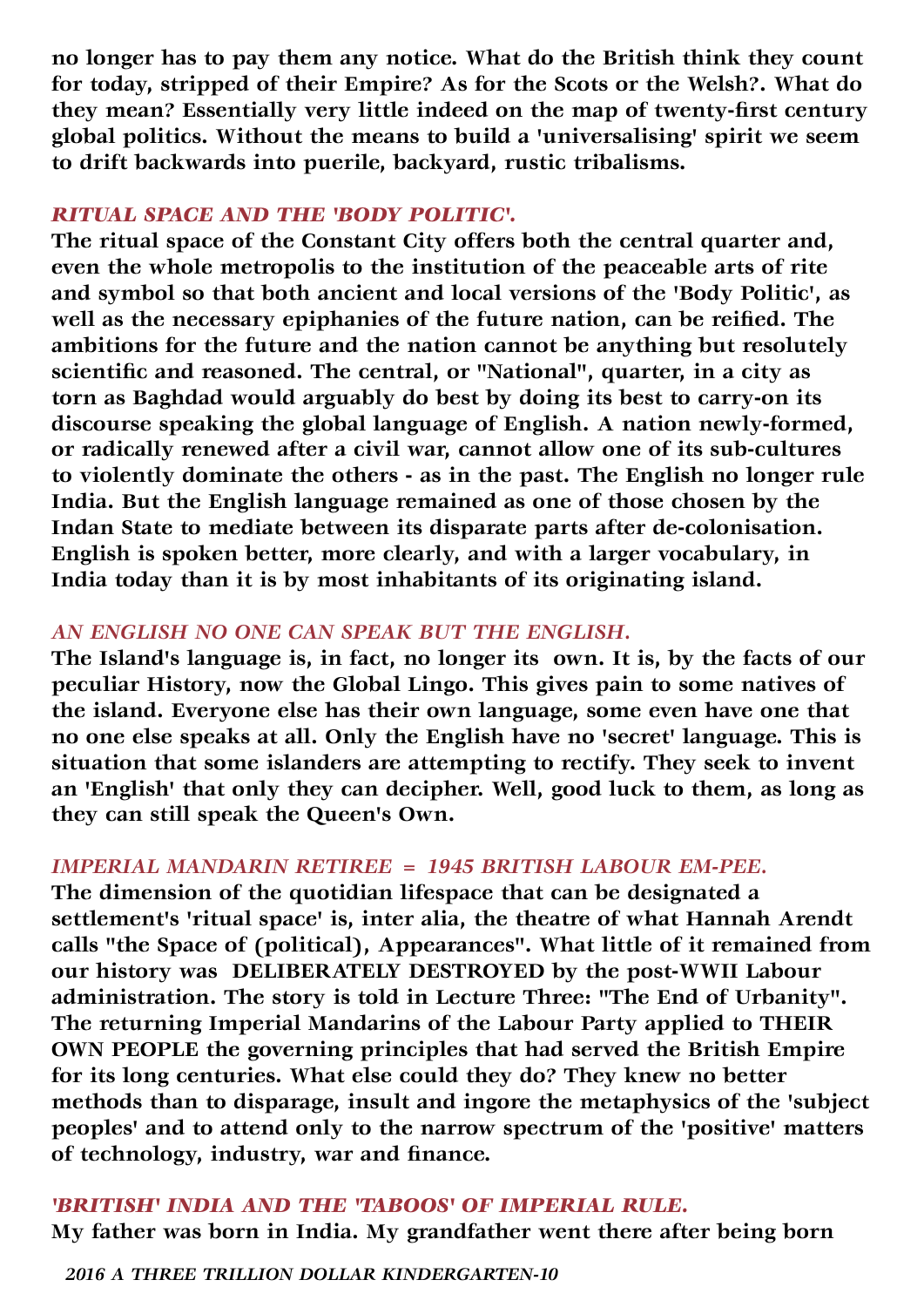**no longer has to pay them any notice. What do the British think they count for today, stripped of their Empire? As for the Scots or the Welsh?. What do they mean? Essentially very little indeed on the map of twenty-first century global politics. Without the means to build a 'universalising' spirit we seem to drift backwards into puerile, backyard, rustic tribalisms.**

### *RITUAL SPACE AND THE 'BODY POLITIC'.*

**The ritual space of the Constant City offers both the central quarter and, even the whole metropolis to the institution of the peaceable arts of rite and symbol so that both ancient and local versions of the 'Body Politic', as well as the necessary epiphanies of the future nation, can be reified. The ambitions for the future and the nation cannot be anything but resolutely scientific and reasoned. The central, or "National", quarter, in a city as torn as Baghdad would arguably do best by doing its best to carry-on its discourse speaking the global language of English. A nation newly-formed, or radically renewed after a civil war, cannot allow one of its sub-cultures to violently dominate the others - as in the past. The English no longer rule India. But the English language remained as one of those chosen by the Indan State to mediate between its disparate parts after de-colonisation. English is spoken better, more clearly, and with a larger vocabulary, in India today than it is by most inhabitants of its originating island.**

### *AN ENGLISH NO ONE CAN SPEAK BUT THE ENGLISH.*

**The Island's language is, in fact, no longer its own. It is, by the facts of our peculiar History, now the Global Lingo. This gives pain to some natives of the island. Everyone else has their own language, some even have one that no one else speaks at all. Only the English have no 'secret' language. This is situation that some islanders are attempting to rectify. They seek to invent an 'English' that only they can decipher. Well, good luck to them, as long as they can still speak the Queen's Own.**

### *IMPERIAL MANDARIN RETIREE = 1945 BRITISH LABOUR EM-PEE.*

**The dimension of the quotidian lifespace that can be designated a settlement's 'ritual space' is, inter alia, the theatre of what Hannah Arendt calls "the Space of (political), Appearances". What little of it remained from our history was DELIBERATELY DESTROYED by the post-WWII Labour administration. The story is told in Lecture Three: "The End of Urbanity". The returning Imperial Mandarins of the Labour Party applied to THEIR OWN PEOPLE the governing principles that had served the British Empire for its long centuries. What else could they do? They knew no better methods than to disparage, insult and ingore the metaphysics of the 'subject peoples' and to attend only to the narrow spectrum of the 'positive' matters of technology, industry, war and finance.**

### *'BRITISH' INDIA AND THE 'TABOOS' OF IMPERIAL RULE.*

**My father was born in India. My grandfather went there after being born**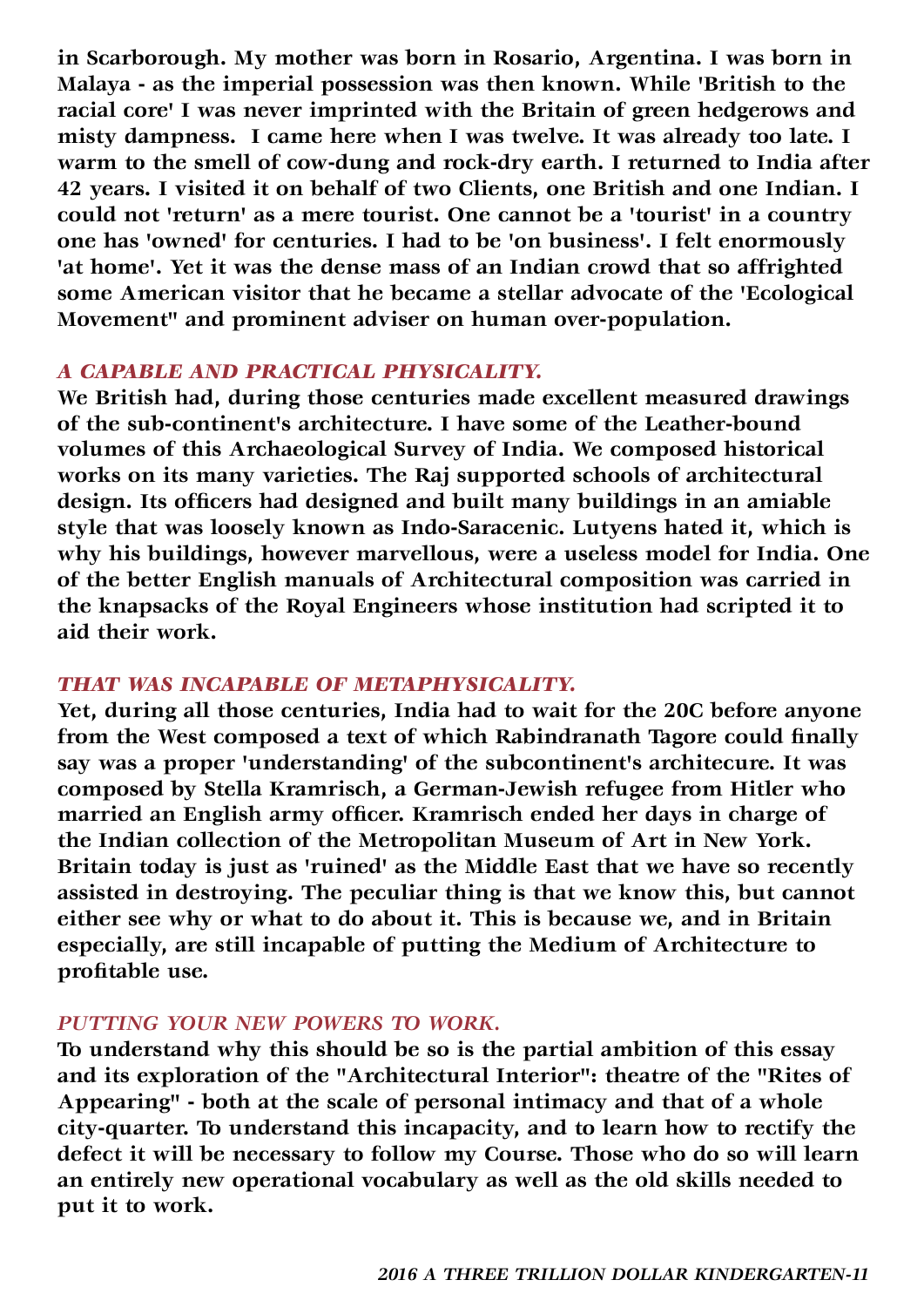**in Scarborough. My mother was born in Rosario, Argentina. I was born in Malaya - as the imperial possession was then known. While 'British to the racial core' I was never imprinted with the Britain of green hedgerows and misty dampness. I came here when I was twelve. It was already too late. I warm to the smell of cow-dung and rock-dry earth. I returned to India after 42 years. I visited it on behalf of two Clients, one British and one Indian. I could not 'return' as a mere tourist. One cannot be a 'tourist' in a country one has 'owned' for centuries. I had to be 'on business'. I felt enormously 'at home'. Yet it was the dense mass of an Indian crowd that so affrighted some American visitor that he became a stellar advocate of the 'Ecological Movement" and prominent adviser on human over-population.**

### *A CAPABLE AND PRACTICAL PHYSICALITY.*

**We British had, during those centuries made excellent measured drawings of the sub-continent's architecture. I have some of the Leather-bound volumes of this Archaeological Survey of India. We composed historical works on its many varieties. The Raj supported schools of architectural design. Its officers had designed and built many buildings in an amiable style that was loosely known as Indo-Saracenic. Lutyens hated it, which is why his buildings, however marvellous, were a useless model for India. One of the better English manuals of Architectural composition was carried in the knapsacks of the Royal Engineers whose institution had scripted it to aid their work.**

### *THAT WAS INCAPABLE OF METAPHYSICALITY.*

**Yet, during all those centuries, India had to wait for the 20C before anyone from the West composed a text of which Rabindranath Tagore could finally say was a proper 'understanding' of the subcontinent's architecure. It was composed by Stella Kramrisch, a German-Jewish refugee from Hitler who married an English army officer. Kramrisch ended her days in charge of the Indian collection of the Metropolitan Museum of Art in New York. Britain today is just as 'ruined' as the Middle East that we have so recently assisted in destroying. The peculiar thing is that we know this, but cannot either see why or what to do about it. This is because we, and in Britain especially, are still incapable of putting the Medium of Architecture to profitable use.**

### *PUTTING YOUR NEW POWERS TO WORK.*

**To understand why this should be so is the partial ambition of this essay and its exploration of the "Architectural Interior": theatre of the "Rites of Appearing" - both at the scale of personal intimacy and that of a whole city-quarter. To understand this incapacity, and to learn how to rectify the defect it will be necessary to follow my Course. Those who do so will learn an entirely new operational vocabulary as well as the old skills needed to put it to work.**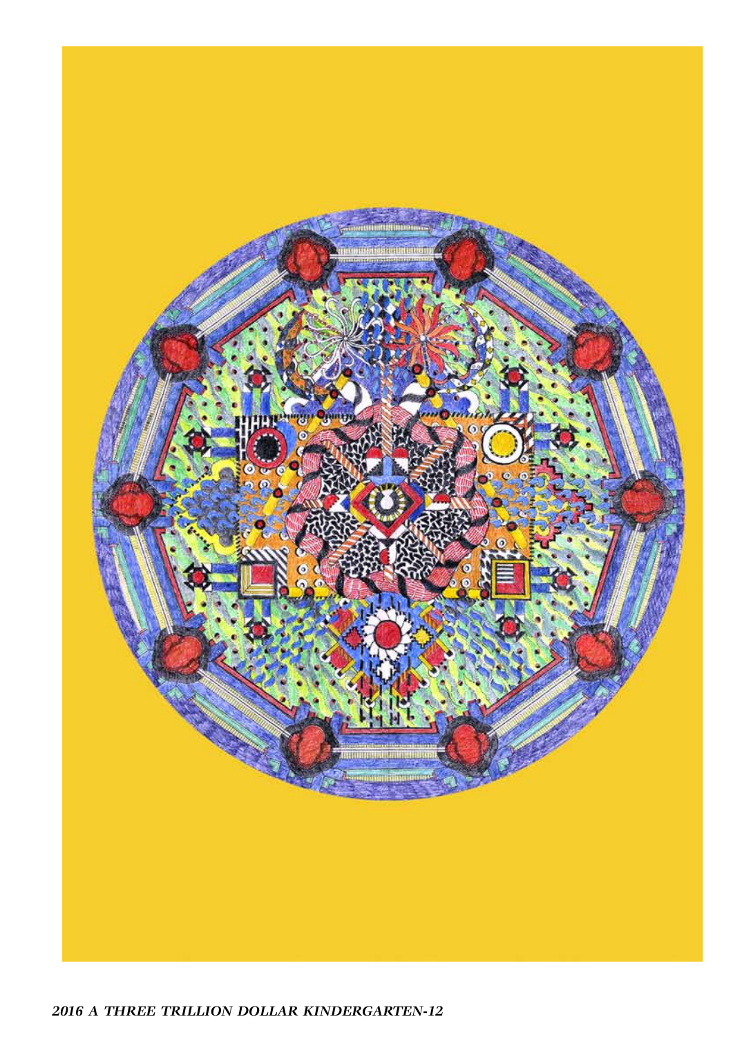***2016 A THREE TRILLION DOLLAR KINDERGARTEN-12***